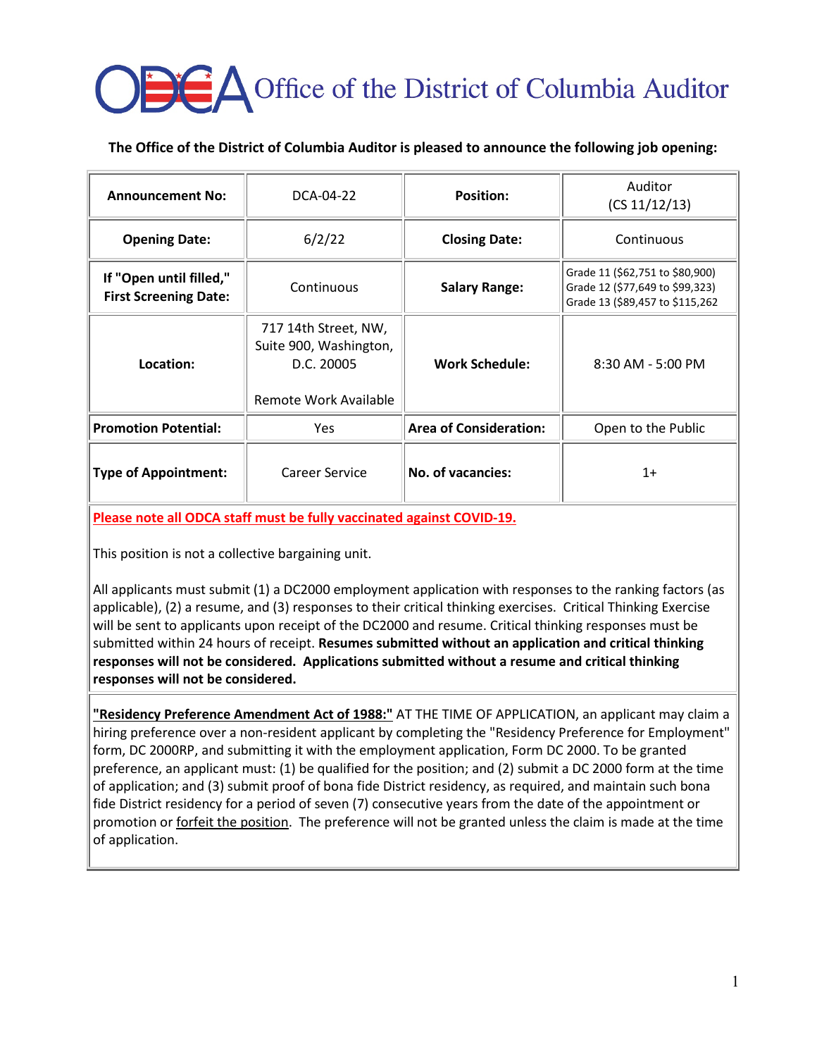# Office of the District of Columbia Auditor

**The Office of the District of Columbia Auditor is pleased to announce the following job opening:**

| **Announcement No:** | DCA-04-22 | **Position:** | Auditor (CS 11/12/13) |
|---|---|---|---|
| **Opening Date:** | 6/2/22 | **Closing Date:** | Continuous |
| **If "Open until filled," First Screening Date:** | Continuous | **Salary Range:** | Grade 11 ($62,751 to $80,900)<br>Grade 12 ($77,649 to $99,323)<br>Grade 13 ($89,457 to $115,262 |
| **Location:** | 717 14th Street, NW, Suite 900, Washington, D.C. 20005<br><br>Remote Work Available | **Work Schedule:** | 8:30 AM - 5:00 PM |
| **Promotion Potential:** | Yes | **Area of Consideration:** | Open to the Public |
| **Type of Appointment:** | Career Service | **No. of vacancies:** | 1+ |

**Please note all ODCA staff must be fully vaccinated against COVID-19.**

This position is not a collective bargaining unit.

All applicants must submit (1) a DC2000 employment application with responses to the ranking factors (as applicable), (2) a resume, and (3) responses to their critical thinking exercises. Critical Thinking Exercise will be sent to applicants upon receipt of the DC2000 and resume. Critical thinking responses must be submitted within 24 hours of receipt. **Resumes submitted without an application and critical thinking responses will not be considered. Applications submitted without a resume and critical thinking responses will not be considered.**

**"Residency Preference Amendment Act of 1988:"** AT THE TIME OF APPLICATION, an applicant may claim a hiring preference over a non-resident applicant by completing the "Residency Preference for Employment" form, DC 2000RP, and submitting it with the employment application, Form DC 2000. To be granted preference, an applicant must: (1) be qualified for the position; and (2) submit a DC 2000 form at the time of application; and (3) submit proof of bona fide District residency, as required, and maintain such bona fide District residency for a period of seven (7) consecutive years from the date of the appointment or promotion or forfeit the position. The preference will not be granted unless the claim is made at the time of application.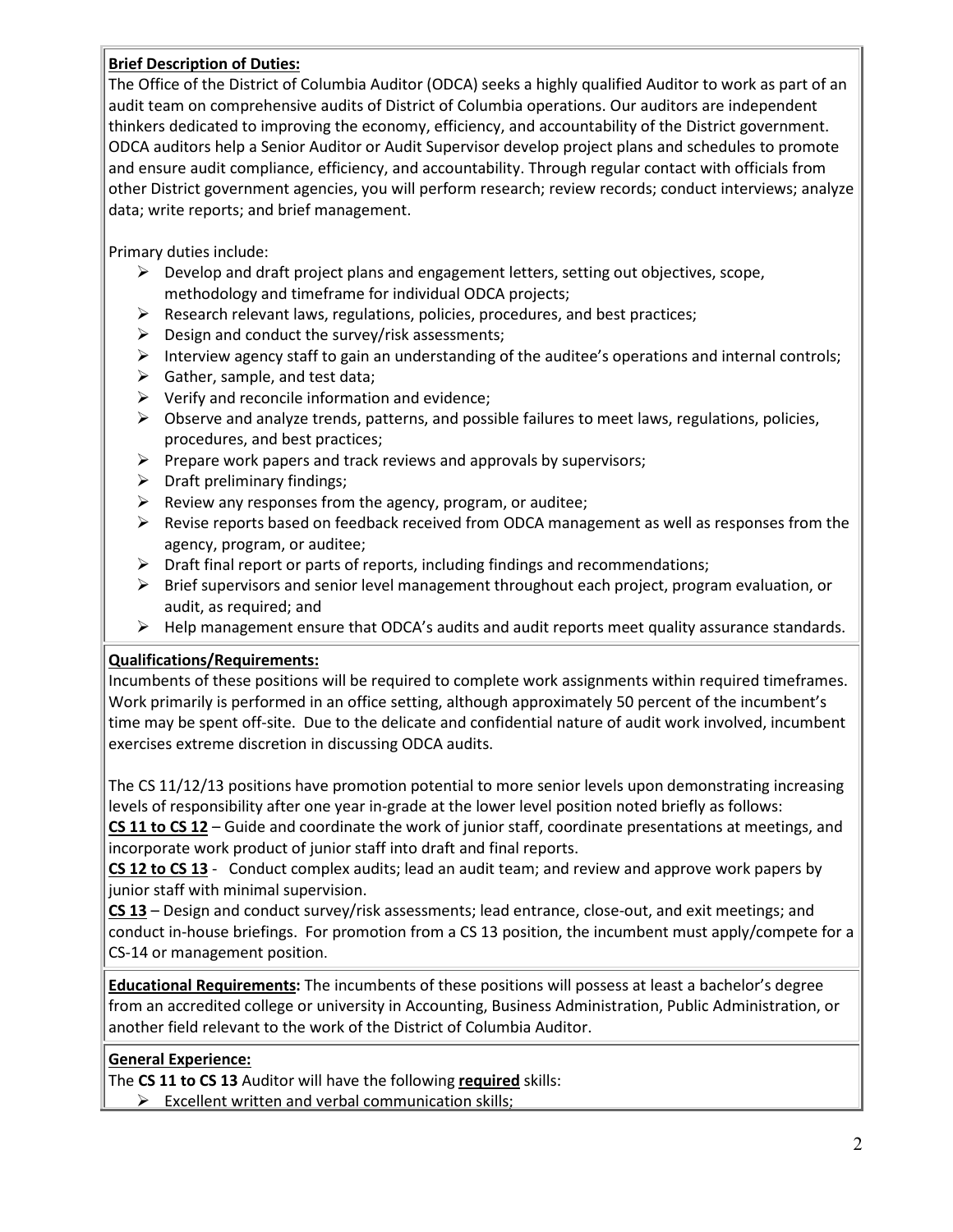**Brief Description of Duties:**
The Office of the District of Columbia Auditor (ODCA) seeks a highly qualified Auditor to work as part of an audit team on comprehensive audits of District of Columbia operations. Our auditors are independent thinkers dedicated to improving the economy, efficiency, and accountability of the District government. ODCA auditors help a Senior Auditor or Audit Supervisor develop project plans and schedules to promote and ensure audit compliance, efficiency, and accountability. Through regular contact with officials from other District government agencies, you will perform research; review records; conduct interviews; analyze data; write reports; and brief management.

Primary duties include:

- Develop and draft project plans and engagement letters, setting out objectives, scope, methodology and timeframe for individual ODCA projects;
- Research relevant laws, regulations, policies, procedures, and best practices;
- Design and conduct the survey/risk assessments;
- Interview agency staff to gain an understanding of the auditee's operations and internal controls;
- Gather, sample, and test data;
- Verify and reconcile information and evidence;
- Observe and analyze trends, patterns, and possible failures to meet laws, regulations, policies, procedures, and best practices;
- Prepare work papers and track reviews and approvals by supervisors;
- Draft preliminary findings;
- Review any responses from the agency, program, or auditee;
- Revise reports based on feedback received from ODCA management as well as responses from the agency, program, or auditee;
- Draft final report or parts of reports, including findings and recommendations;
- Brief supervisors and senior level management throughout each project, program evaluation, or audit, as required; and
- Help management ensure that ODCA's audits and audit reports meet quality assurance standards.

**Qualifications/Requirements:**
Incumbents of these positions will be required to complete work assignments within required timeframes. Work primarily is performed in an office setting, although approximately 50 percent of the incumbent's time may be spent off-site. Due to the delicate and confidential nature of audit work involved, incumbent exercises extreme discretion in discussing ODCA audits.

The CS 11/12/13 positions have promotion potential to more senior levels upon demonstrating increasing levels of responsibility after one year in-grade at the lower level position noted briefly as follows:
**CS 11 to CS 12** – Guide and coordinate the work of junior staff, coordinate presentations at meetings, and incorporate work product of junior staff into draft and final reports.
**CS 12 to CS 13** - Conduct complex audits; lead an audit team; and review and approve work papers by junior staff with minimal supervision.
**CS 13** – Design and conduct survey/risk assessments; lead entrance, close-out, and exit meetings; and conduct in-house briefings. For promotion from a CS 13 position, the incumbent must apply/compete for a CS-14 or management position.

**Educational Requirements:** The incumbents of these positions will possess at least a bachelor's degree from an accredited college or university in Accounting, Business Administration, Public Administration, or another field relevant to the work of the District of Columbia Auditor.

**General Experience:**
The **CS 11 to CS 13** Auditor will have the following **required** skills:

- Excellent written and verbal communication skills;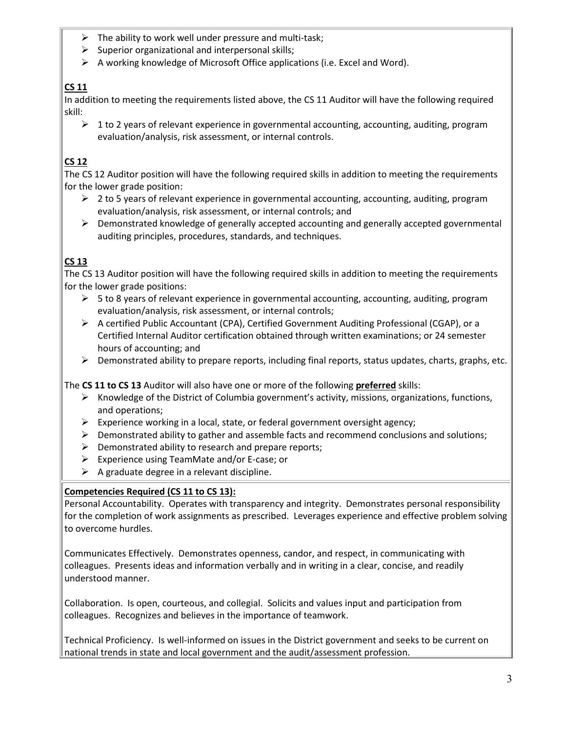- The ability to work well under pressure and multi-task;
- Superior organizational and interpersonal skills;
- A working knowledge of Microsoft Office applications (i.e. Excel and Word).

**CS 11**

In addition to meeting the requirements listed above, the CS 11 Auditor will have the following required skill:

- 1 to 2 years of relevant experience in governmental accounting, accounting, auditing, program evaluation/analysis, risk assessment, or internal controls.

**CS 12**

The CS 12 Auditor position will have the following required skills in addition to meeting the requirements for the lower grade position:

- 2 to 5 years of relevant experience in governmental accounting, accounting, auditing, program evaluation/analysis, risk assessment, or internal controls; and
- Demonstrated knowledge of generally accepted accounting and generally accepted governmental auditing principles, procedures, standards, and techniques.

**CS 13**

The CS 13 Auditor position will have the following required skills in addition to meeting the requirements for the lower grade positions:

- 5 to 8 years of relevant experience in governmental accounting, accounting, auditing, program evaluation/analysis, risk assessment, or internal controls;
- A certified Public Accountant (CPA), Certified Government Auditing Professional (CGAP), or a Certified Internal Auditor certification obtained through written examinations; or 24 semester hours of accounting; and
- Demonstrated ability to prepare reports, including final reports, status updates, charts, graphs, etc.

The **CS 11 to CS 13** Auditor will also have one or more of the following **preferred** skills:

- Knowledge of the District of Columbia government's activity, missions, organizations, functions, and operations;
- Experience working in a local, state, or federal government oversight agency;
- Demonstrated ability to gather and assemble facts and recommend conclusions and solutions;
- Demonstrated ability to research and prepare reports;
- Experience using TeamMate and/or E-case; or
- A graduate degree in a relevant discipline.

**Competencies Required (CS 11 to CS 13):**

Personal Accountability. Operates with transparency and integrity. Demonstrates personal responsibility for the completion of work assignments as prescribed. Leverages experience and effective problem solving to overcome hurdles.

Communicates Effectively. Demonstrates openness, candor, and respect, in communicating with colleagues. Presents ideas and information verbally and in writing in a clear, concise, and readily understood manner.

Collaboration. Is open, courteous, and collegial. Solicits and values input and participation from colleagues. Recognizes and believes in the importance of teamwork.

Technical Proficiency. Is well-informed on issues in the District government and seeks to be current on national trends in state and local government and the audit/assessment profession.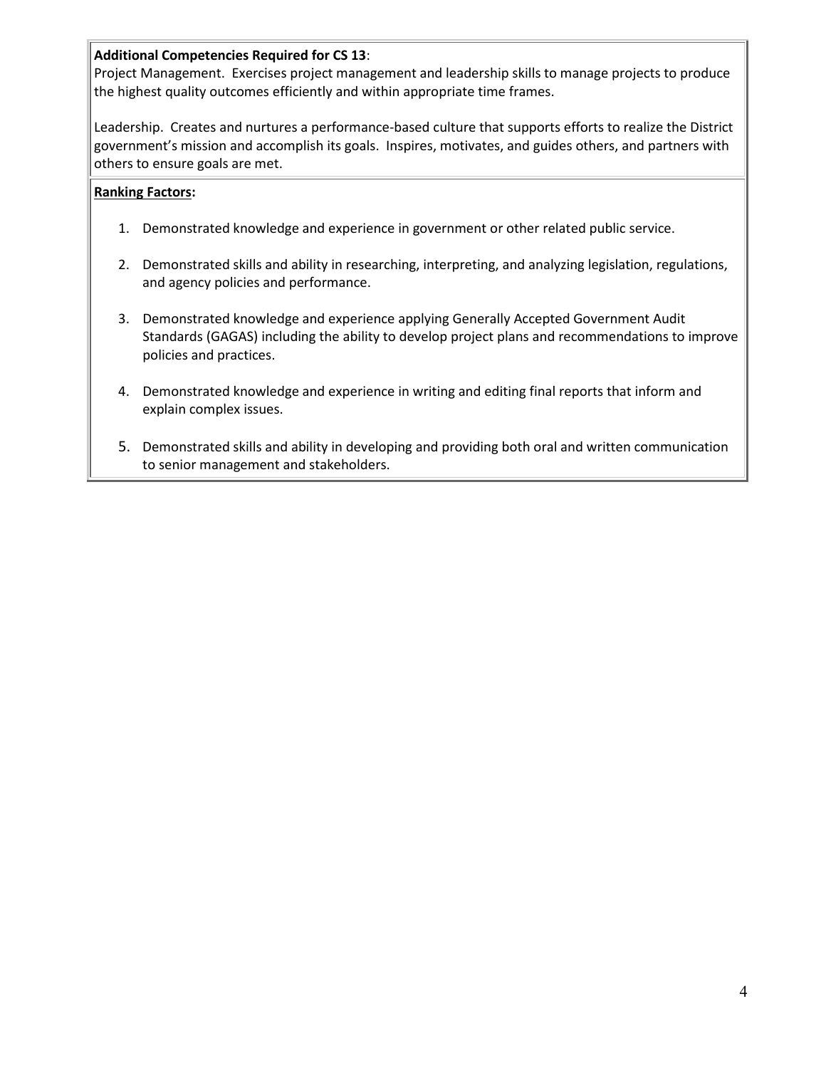**Additional Competencies Required for CS 13**:
Project Management. Exercises project management and leadership skills to manage projects to produce the highest quality outcomes efficiently and within appropriate time frames.

Leadership. Creates and nurtures a performance-based culture that supports efforts to realize the District government's mission and accomplish its goals. Inspires, motivates, and guides others, and partners with others to ensure goals are met.

**Ranking Factors:**

1. Demonstrated knowledge and experience in government or other related public service.

2. Demonstrated skills and ability in researching, interpreting, and analyzing legislation, regulations, and agency policies and performance.

3. Demonstrated knowledge and experience applying Generally Accepted Government Audit Standards (GAGAS) including the ability to develop project plans and recommendations to improve policies and practices.

4. Demonstrated knowledge and experience in writing and editing final reports that inform and explain complex issues.

5. Demonstrated skills and ability in developing and providing both oral and written communication to senior management and stakeholders.